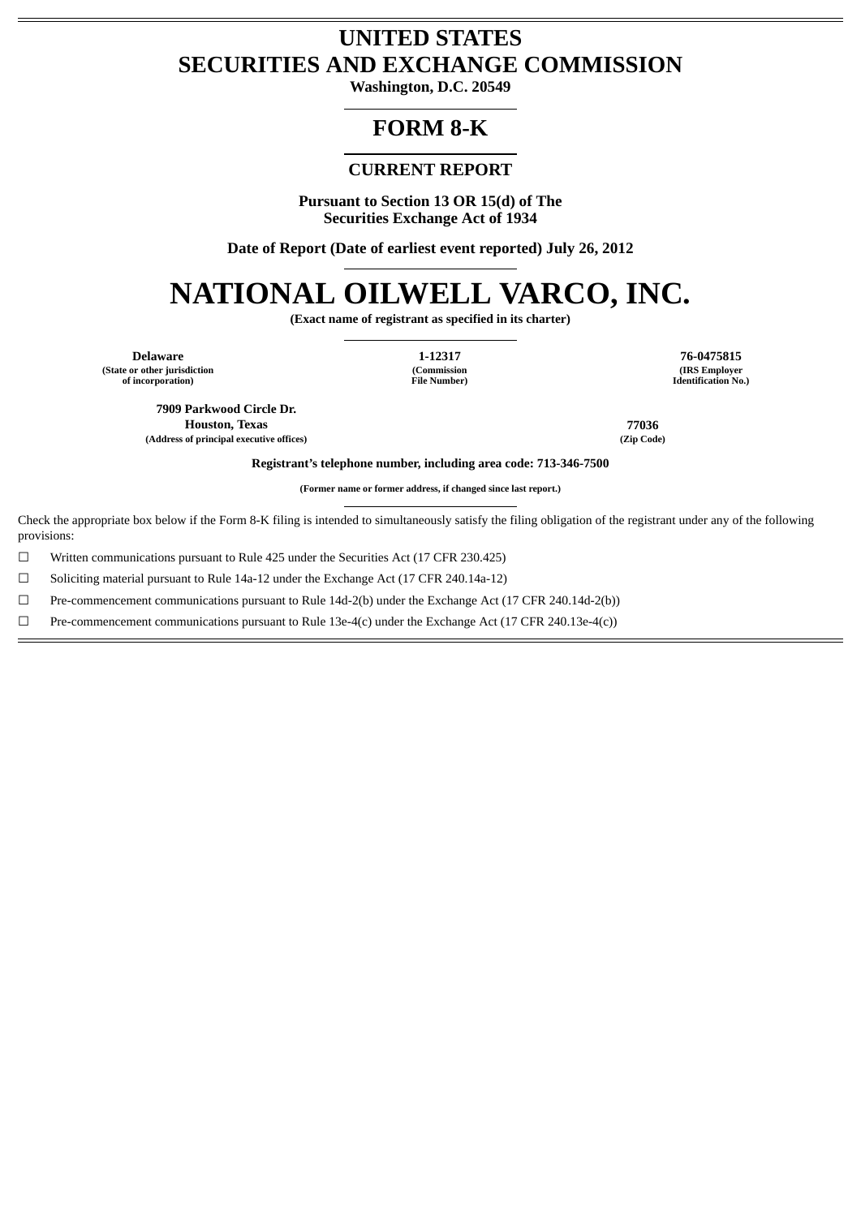# UNITED STATES
# SECURITIES AND EXCHANGE COMMISSION

**Washington, D.C. 20549**

## FORM 8-K

### CURRENT REPORT

**Pursuant to Section 13 OR 15(d) of The Securities Exchange Act of 1934**

**Date of Report (Date of earliest event reported) July 26, 2012**

# NATIONAL OILWELL VARCO, INC.

**(Exact name of registrant as specified in its charter)**

| Delaware | 1-12317 | 76-0475815 |
|---|---|---|
| (State or other jurisdiction of incorporation) | (Commission File Number) | (IRS Employer Identification No.) |

| 7909 Parkwood Circle Dr. Houston, Texas | 77036 |
|---|---|
| (Address of principal executive offices) | (Zip Code) |

**Registrant's telephone number, including area code: 713-346-7500**

**(Former name or former address, if changed since last report.)**

Check the appropriate box below if the Form 8-K filing is intended to simultaneously satisfy the filing obligation of the registrant under any of the following provisions:

☐ Written communications pursuant to Rule 425 under the Securities Act (17 CFR 230.425)

☐ Soliciting material pursuant to Rule 14a-12 under the Exchange Act (17 CFR 240.14a-12)

☐ Pre-commencement communications pursuant to Rule 14d-2(b) under the Exchange Act (17 CFR 240.14d-2(b))

☐ Pre-commencement communications pursuant to Rule 13e-4(c) under the Exchange Act (17 CFR 240.13e-4(c))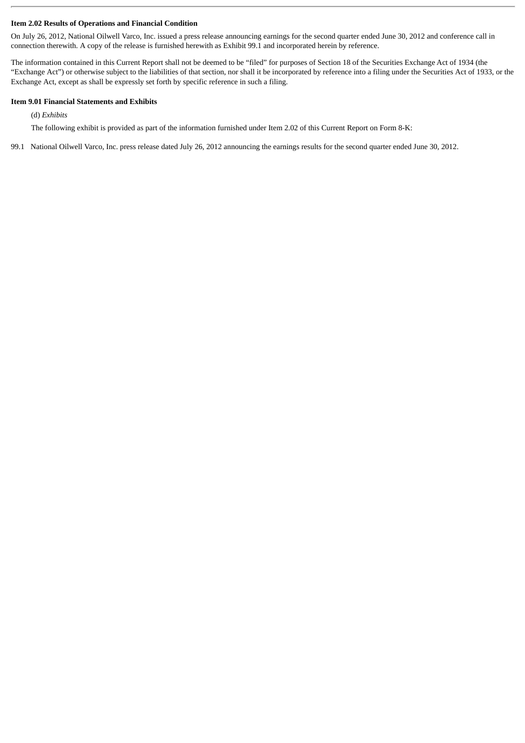**Item 2.02 Results of Operations and Financial Condition**

On July 26, 2012, National Oilwell Varco, Inc. issued a press release announcing earnings for the second quarter ended June 30, 2012 and conference call in connection therewith. A copy of the release is furnished herewith as Exhibit 99.1 and incorporated herein by reference.

The information contained in this Current Report shall not be deemed to be "filed" for purposes of Section 18 of the Securities Exchange Act of 1934 (the "Exchange Act") or otherwise subject to the liabilities of that section, nor shall it be incorporated by reference into a filing under the Securities Act of 1933, or the Exchange Act, except as shall be expressly set forth by specific reference in such a filing.

**Item 9.01 Financial Statements and Exhibits**

(d) *Exhibits*

The following exhibit is provided as part of the information furnished under Item 2.02 of this Current Report on Form 8-K:

99.1 National Oilwell Varco, Inc. press release dated July 26, 2012 announcing the earnings results for the second quarter ended June 30, 2012.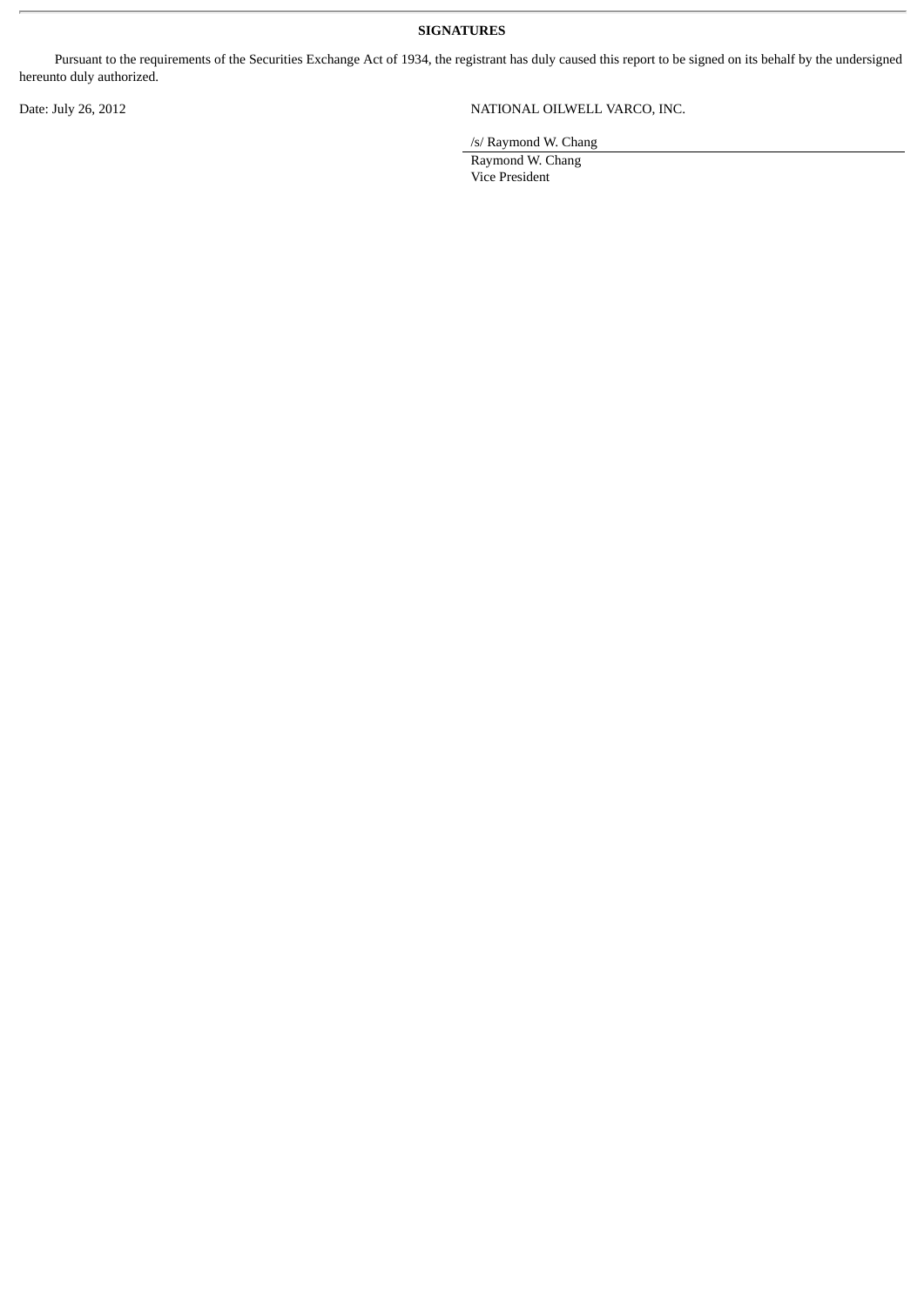**SIGNATURES**

Pursuant to the requirements of the Securities Exchange Act of 1934, the registrant has duly caused this report to be signed on its behalf by the undersigned hereunto duly authorized.

Date: July 26, 2012

NATIONAL OILWELL VARCO, INC.

/s/ Raymond W. Chang

Raymond W. Chang
Vice President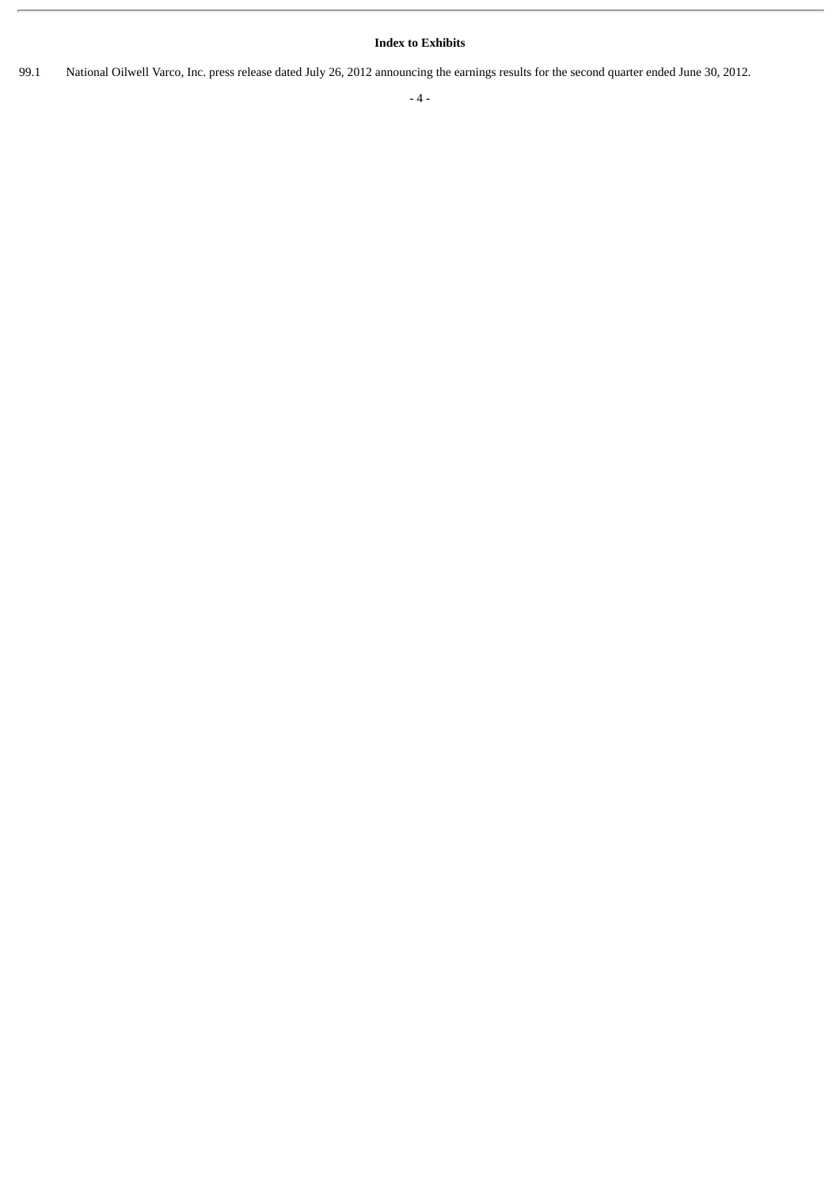**Index to Exhibits**

99.1 National Oilwell Varco, Inc. press release dated July 26, 2012 announcing the earnings results for the second quarter ended June 30, 2012.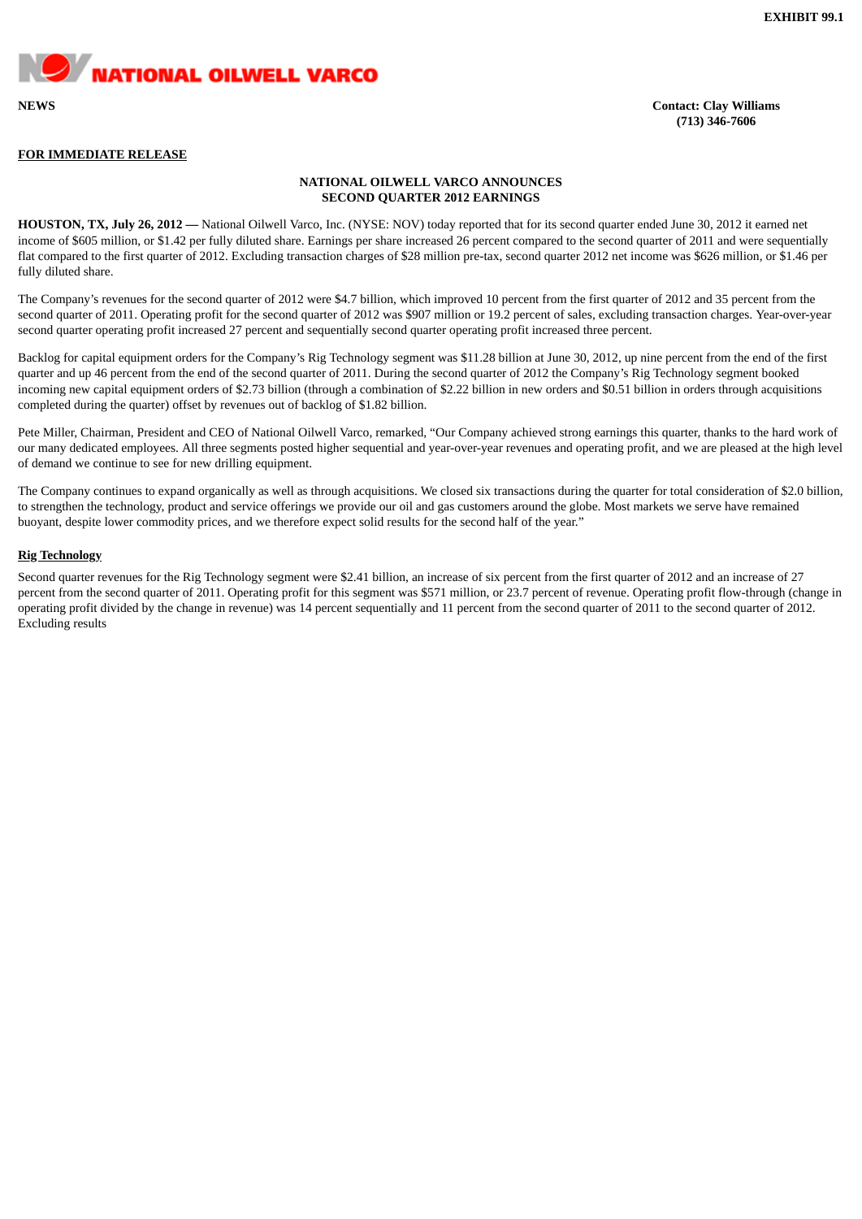EXHIBIT 99.1

**NATIONAL OILWELL VARCO**

**NEWS**

**Contact: Clay Williams**
**(713) 346-7606**

**FOR IMMEDIATE RELEASE**

**NATIONAL OILWELL VARCO ANNOUNCES SECOND QUARTER 2012 EARNINGS**

**HOUSTON, TX, July 26, 2012 —** National Oilwell Varco, Inc. (NYSE: NOV) today reported that for its second quarter ended June 30, 2012 it earned net income of $605 million, or $1.42 per fully diluted share. Earnings per share increased 26 percent compared to the second quarter of 2011 and were sequentially flat compared to the first quarter of 2012. Excluding transaction charges of $28 million pre-tax, second quarter 2012 net income was $626 million, or $1.46 per fully diluted share.

The Company's revenues for the second quarter of 2012 were $4.7 billion, which improved 10 percent from the first quarter of 2012 and 35 percent from the second quarter of 2011. Operating profit for the second quarter of 2012 was $907 million or 19.2 percent of sales, excluding transaction charges. Year-over-year second quarter operating profit increased 27 percent and sequentially second quarter operating profit increased three percent.

Backlog for capital equipment orders for the Company's Rig Technology segment was $11.28 billion at June 30, 2012, up nine percent from the end of the first quarter and up 46 percent from the end of the second quarter of 2011. During the second quarter of 2012 the Company's Rig Technology segment booked incoming new capital equipment orders of $2.73 billion (through a combination of $2.22 billion in new orders and $0.51 billion in orders through acquisitions completed during the quarter) offset by revenues out of backlog of $1.82 billion.

Pete Miller, Chairman, President and CEO of National Oilwell Varco, remarked, "Our Company achieved strong earnings this quarter, thanks to the hard work of our many dedicated employees. All three segments posted higher sequential and year-over-year revenues and operating profit, and we are pleased at the high level of demand we continue to see for new drilling equipment.

The Company continues to expand organically as well as through acquisitions. We closed six transactions during the quarter for total consideration of $2.0 billion, to strengthen the technology, product and service offerings we provide our oil and gas customers around the globe. Most markets we serve have remained buoyant, despite lower commodity prices, and we therefore expect solid results for the second half of the year."

## Rig Technology

Second quarter revenues for the Rig Technology segment were $2.41 billion, an increase of six percent from the first quarter of 2012 and an increase of 27 percent from the second quarter of 2011. Operating profit for this segment was $571 million, or 23.7 percent of revenue. Operating profit flow-through (change in operating profit divided by the change in revenue) was 14 percent sequentially and 11 percent from the second quarter of 2011 to the second quarter of 2012. Excluding results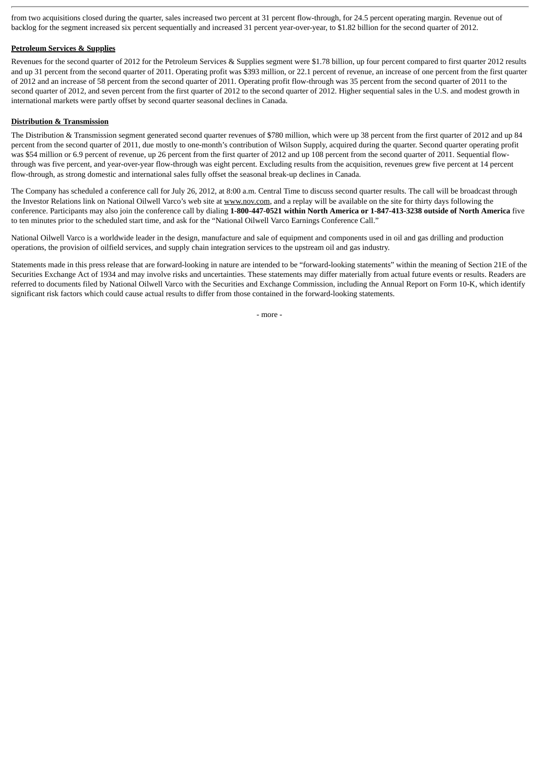from two acquisitions closed during the quarter, sales increased two percent at 31 percent flow-through, for 24.5 percent operating margin. Revenue out of backlog for the segment increased six percent sequentially and increased 31 percent year-over-year, to $1.82 billion for the second quarter of 2012.

**Petroleum Services & Supplies**

Revenues for the second quarter of 2012 for the Petroleum Services & Supplies segment were $1.78 billion, up four percent compared to first quarter 2012 results and up 31 percent from the second quarter of 2011. Operating profit was $393 million, or 22.1 percent of revenue, an increase of one percent from the first quarter of 2012 and an increase of 58 percent from the second quarter of 2011. Operating profit flow-through was 35 percent from the second quarter of 2011 to the second quarter of 2012, and seven percent from the first quarter of 2012 to the second quarter of 2012. Higher sequential sales in the U.S. and modest growth in international markets were partly offset by second quarter seasonal declines in Canada.

**Distribution & Transmission**

The Distribution & Transmission segment generated second quarter revenues of $780 million, which were up 38 percent from the first quarter of 2012 and up 84 percent from the second quarter of 2011, due mostly to one-month's contribution of Wilson Supply, acquired during the quarter. Second quarter operating profit was $54 million or 6.9 percent of revenue, up 26 percent from the first quarter of 2012 and up 108 percent from the second quarter of 2011. Sequential flow-through was five percent, and year-over-year flow-through was eight percent. Excluding results from the acquisition, revenues grew five percent at 14 percent flow-through, as strong domestic and international sales fully offset the seasonal break-up declines in Canada.

The Company has scheduled a conference call for July 26, 2012, at 8:00 a.m. Central Time to discuss second quarter results. The call will be broadcast through the Investor Relations link on National Oilwell Varco's web site at www.nov.com, and a replay will be available on the site for thirty days following the conference. Participants may also join the conference call by dialing **1-800-447-0521 within North America or 1-847-413-3238 outside of North America** five to ten minutes prior to the scheduled start time, and ask for the "National Oilwell Varco Earnings Conference Call."

National Oilwell Varco is a worldwide leader in the design, manufacture and sale of equipment and components used in oil and gas drilling and production operations, the provision of oilfield services, and supply chain integration services to the upstream oil and gas industry.

Statements made in this press release that are forward-looking in nature are intended to be "forward-looking statements" within the meaning of Section 21E of the Securities Exchange Act of 1934 and may involve risks and uncertainties. These statements may differ materially from actual future events or results. Readers are referred to documents filed by National Oilwell Varco with the Securities and Exchange Commission, including the Annual Report on Form 10-K, which identify significant risk factors which could cause actual results to differ from those contained in the forward-looking statements.

- more -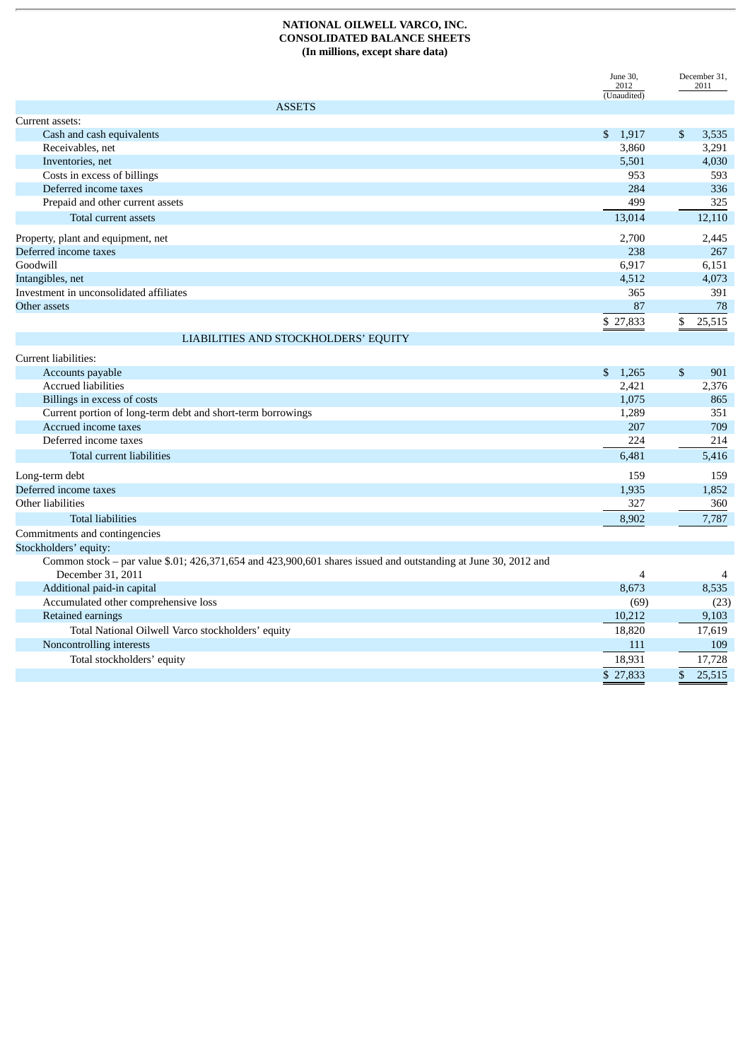**NATIONAL OILWELL VARCO, INC.**
**CONSOLIDATED BALANCE SHEETS**
**(In millions, except share data)**

| | June 30, 2012 (Unaudited) | December 31, 2011 |
|---|---|---|
| **ASSETS** | | |
| Current assets: | | |
| Cash and cash equivalents | $ 1,917 | $ 3,535 |
| Receivables, net | 3,860 | 3,291 |
| Inventories, net | 5,501 | 4,030 |
| Costs in excess of billings | 953 | 593 |
| Deferred income taxes | 284 | 336 |
| Prepaid and other current assets | 499 | 325 |
| Total current assets | 13,014 | 12,110 |
| Property, plant and equipment, net | 2,700 | 2,445 |
| Deferred income taxes | 238 | 267 |
| Goodwill | 6,917 | 6,151 |
| Intangibles, net | 4,512 | 4,073 |
| Investment in unconsolidated affiliates | 365 | 391 |
| Other assets | 87 | 78 |
| | $ 27,833 | $ 25,515 |
| **LIABILITIES AND STOCKHOLDERS' EQUITY** | | |
| Current liabilities: | | |
| Accounts payable | $ 1,265 | $ 901 |
| Accrued liabilities | 2,421 | 2,376 |
| Billings in excess of costs | 1,075 | 865 |
| Current portion of long-term debt and short-term borrowings | 1,289 | 351 |
| Accrued income taxes | 207 | 709 |
| Deferred income taxes | 224 | 214 |
| Total current liabilities | 6,481 | 5,416 |
| Long-term debt | 159 | 159 |
| Deferred income taxes | 1,935 | 1,852 |
| Other liabilities | 327 | 360 |
| Total liabilities | 8,902 | 7,787 |
| Commitments and contingencies | | |
| Stockholders' equity: | | |
| Common stock – par value $.01; 426,371,654 and 423,900,601 shares issued and outstanding at June 30, 2012 and December 31, 2011 | 4 | 4 |
| Additional paid-in capital | 8,673 | 8,535 |
| Accumulated other comprehensive loss | (69) | (23) |
| Retained earnings | 10,212 | 9,103 |
| Total National Oilwell Varco stockholders' equity | 18,820 | 17,619 |
| Noncontrolling interests | 111 | 109 |
| Total stockholders' equity | 18,931 | 17,728 |
| | $ 27,833 | $ 25,515 |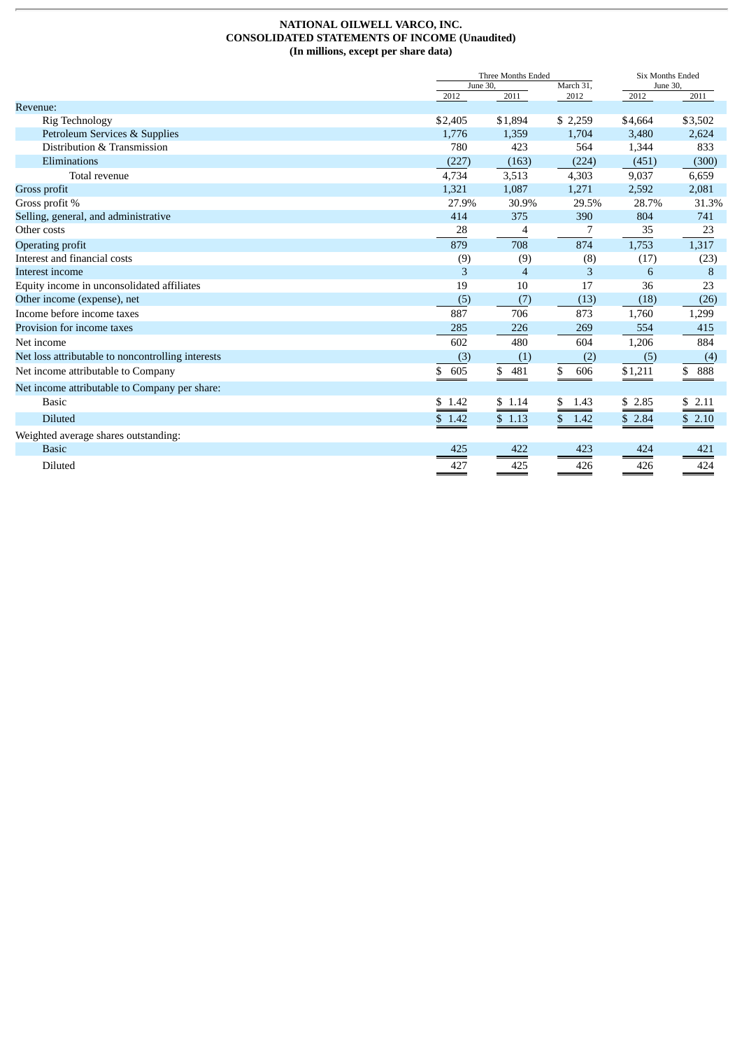**NATIONAL OILWELL VARCO, INC.**
**CONSOLIDATED STATEMENTS OF INCOME (Unaudited)**
**(In millions, except per share data)**

| | Three Months Ended | | | Six Months Ended | |
|---|---|---|---|---|---|
| | June 30, | | March 31, | June 30, | |
| | 2012 | 2011 | 2012 | 2012 | 2011 |
| Revenue: | | | | | |
| Rig Technology | $2,405 | $1,894 | $ 2,259 | $4,664 | $3,502 |
| Petroleum Services & Supplies | 1,776 | 1,359 | 1,704 | 3,480 | 2,624 |
| Distribution & Transmission | 780 | 423 | 564 | 1,344 | 833 |
| Eliminations | (227) | (163) | (224) | (451) | (300) |
| Total revenue | 4,734 | 3,513 | 4,303 | 9,037 | 6,659 |
| Gross profit | 1,321 | 1,087 | 1,271 | 2,592 | 2,081 |
| Gross profit % | 27.9% | 30.9% | 29.5% | 28.7% | 31.3% |
| Selling, general, and administrative | 414 | 375 | 390 | 804 | 741 |
| Other costs | 28 | 4 | 7 | 35 | 23 |
| Operating profit | 879 | 708 | 874 | 1,753 | 1,317 |
| Interest and financial costs | (9) | (9) | (8) | (17) | (23) |
| Interest income | 3 | 4 | 3 | 6 | 8 |
| Equity income in unconsolidated affiliates | 19 | 10 | 17 | 36 | 23 |
| Other income (expense), net | (5) | (7) | (13) | (18) | (26) |
| Income before income taxes | 887 | 706 | 873 | 1,760 | 1,299 |
| Provision for income taxes | 285 | 226 | 269 | 554 | 415 |
| Net income | 602 | 480 | 604 | 1,206 | 884 |
| Net loss attributable to noncontrolling interests | (3) | (1) | (2) | (5) | (4) |
| Net income attributable to Company | $ 605 | $ 481 | $ 606 | $1,211 | $ 888 |
| Net income attributable to Company per share: | | | | | |
| Basic | $ 1.42 | $ 1.14 | $ 1.43 | $ 2.85 | $ 2.11 |
| Diluted | $ 1.42 | $ 1.13 | $ 1.42 | $ 2.84 | $ 2.10 |
| Weighted average shares outstanding: | | | | | |
| Basic | 425 | 422 | 423 | 424 | 421 |
| Diluted | 427 | 425 | 426 | 426 | 424 |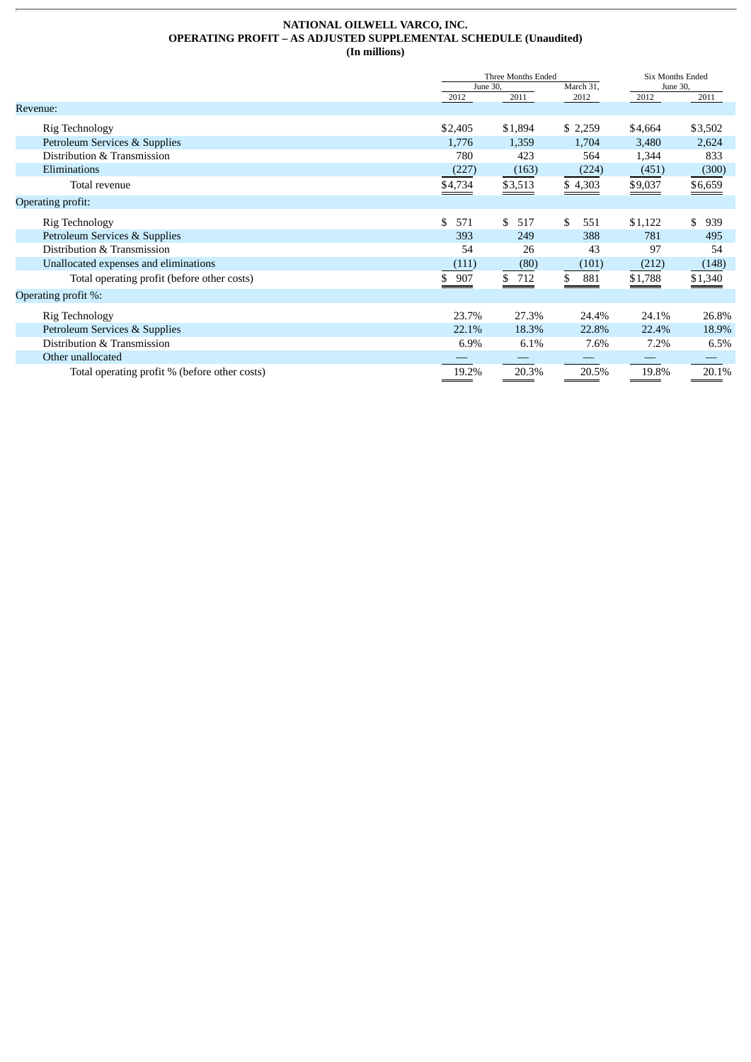**NATIONAL OILWELL VARCO, INC.**
**OPERATING PROFIT – AS ADJUSTED SUPPLEMENTAL SCHEDULE (Unaudited)**
**(In millions)**

| | Three Months Ended | | | Six Months Ended | |
|---|---|---|---|---|---|
| | June 30, | | March 31, | June 30, | |
| | 2012 | 2011 | 2012 | 2012 | 2011 |
| Revenue: | | | | | |
| Rig Technology | $2,405 | $1,894 | $ 2,259 | $4,664 | $3,502 |
| Petroleum Services & Supplies | 1,776 | 1,359 | 1,704 | 3,480 | 2,624 |
| Distribution & Transmission | 780 | 423 | 564 | 1,344 | 833 |
| Eliminations | (227) | (163) | (224) | (451) | (300) |
| Total revenue | $4,734 | $3,513 | $ 4,303 | $9,037 | $6,659 |
| Operating profit: | | | | | |
| Rig Technology | $ 571 | $ 517 | $ 551 | $1,122 | $ 939 |
| Petroleum Services & Supplies | 393 | 249 | 388 | 781 | 495 |
| Distribution & Transmission | 54 | 26 | 43 | 97 | 54 |
| Unallocated expenses and eliminations | (111) | (80) | (101) | (212) | (148) |
| Total operating profit (before other costs) | $ 907 | $ 712 | $ 881 | $1,788 | $1,340 |
| Operating profit %: | | | | | |
| Rig Technology | 23.7% | 27.3% | 24.4% | 24.1% | 26.8% |
| Petroleum Services & Supplies | 22.1% | 18.3% | 22.8% | 22.4% | 18.9% |
| Distribution & Transmission | 6.9% | 6.1% | 7.6% | 7.2% | 6.5% |
| Other unallocated | — | — | — | — | — |
| Total operating profit % (before other costs) | 19.2% | 20.3% | 20.5% | 19.8% | 20.1% |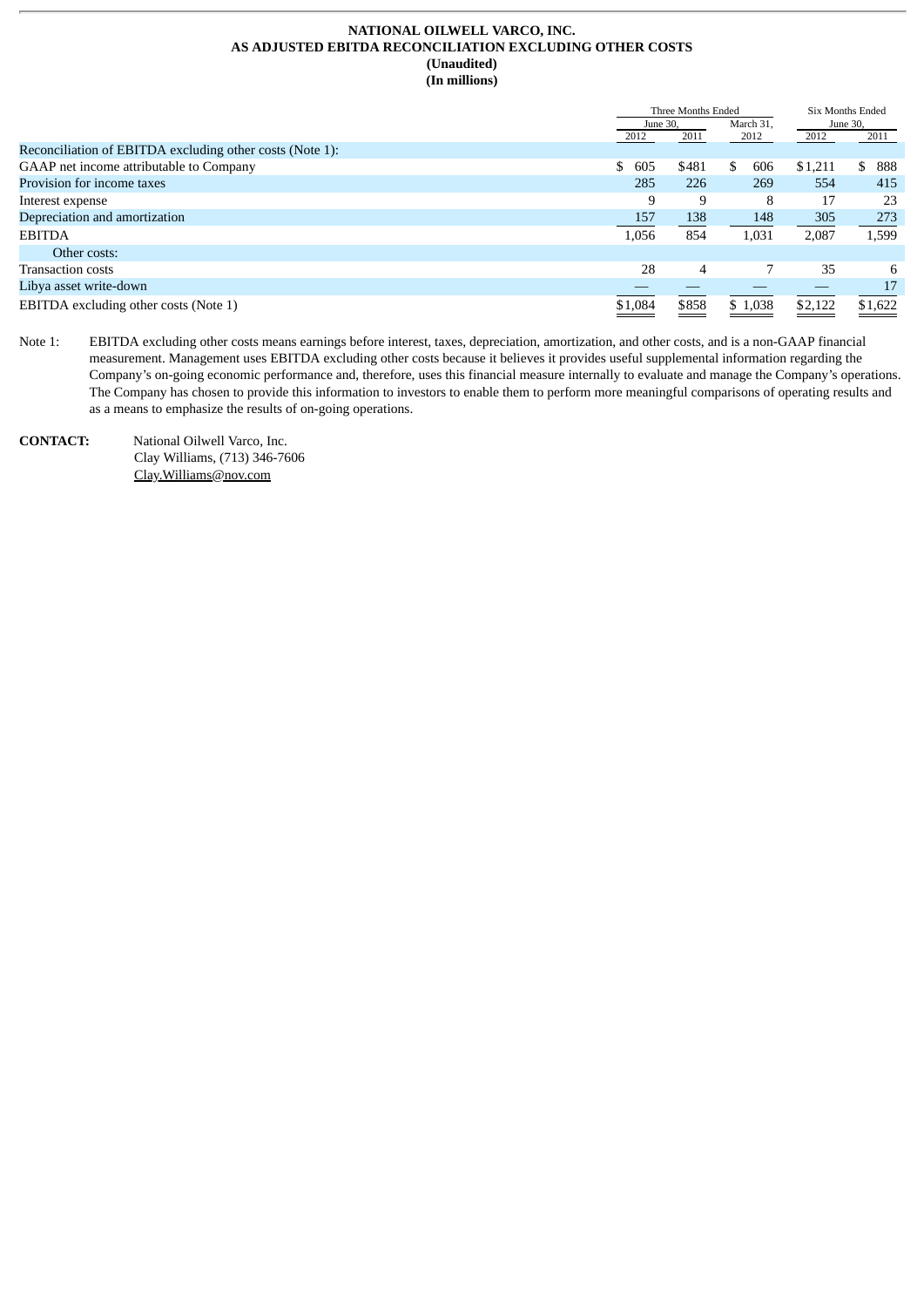**NATIONAL OILWELL VARCO, INC.**
**AS ADJUSTED EBITDA RECONCILIATION EXCLUDING OTHER COSTS**
**(Unaudited)**
**(In millions)**

| | Three Months Ended | | | Six Months Ended | |
|---|---|---|---|---|---|
| | June 30, | | March 31, | June 30, | |
| | 2012 | 2011 | 2012 | 2012 | 2011 |
| Reconciliation of EBITDA excluding other costs (Note 1): | | | | | |
| GAAP net income attributable to Company | $ 605 | $481 | $ 606 | $1,211 | $ 888 |
| Provision for income taxes | 285 | 226 | 269 | 554 | 415 |
| Interest expense | 9 | 9 | 8 | 17 | 23 |
| Depreciation and amortization | 157 | 138 | 148 | 305 | 273 |
| EBITDA | 1,056 | 854 | 1,031 | 2,087 | 1,599 |
| Other costs: | | | | | |
| Transaction costs | 28 | 4 | 7 | 35 | 6 |
| Libya asset write-down | — | — | — | — | 17 |
| EBITDA excluding other costs (Note 1) | $1,084 | $858 | $ 1,038 | $2,122 | $1,622 |

Note 1: EBITDA excluding other costs means earnings before interest, taxes, depreciation, amortization, and other costs, and is a non-GAAP financial measurement. Management uses EBITDA excluding other costs because it believes it provides useful supplemental information regarding the Company's on-going economic performance and, therefore, uses this financial measure internally to evaluate and manage the Company's operations. The Company has chosen to provide this information to investors to enable them to perform more meaningful comparisons of operating results and as a means to emphasize the results of on-going operations.

**CONTACT:** National Oilwell Varco, Inc.
Clay Williams, (713) 346-7606
Clay.Williams@nov.com